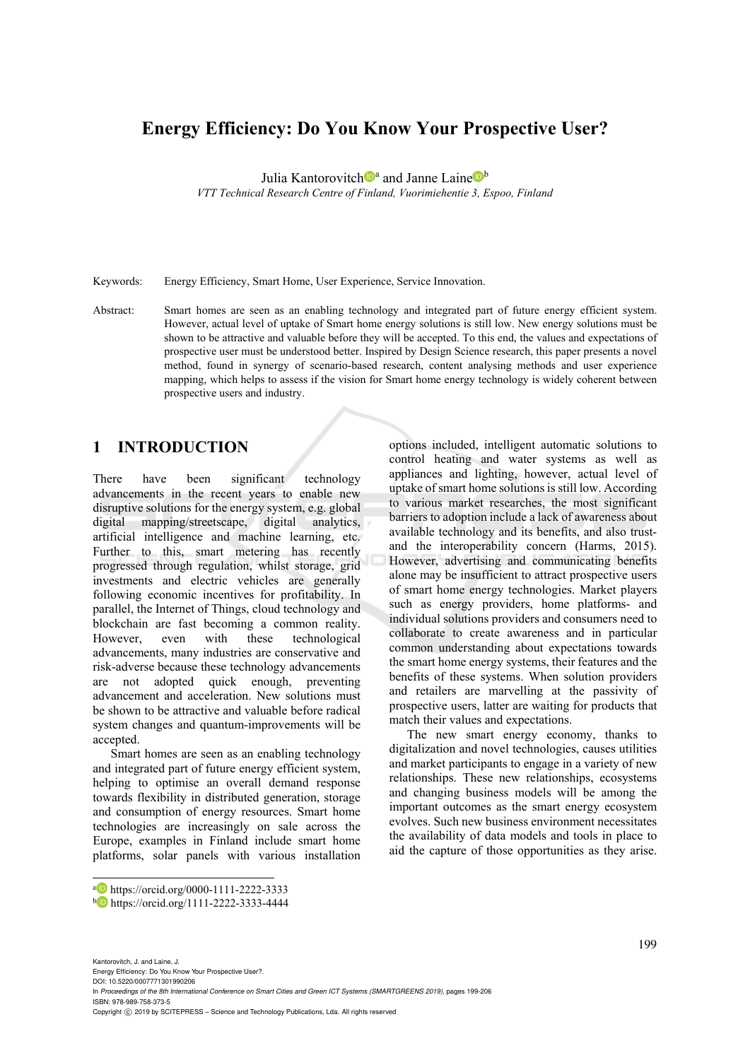# Energy Efficiency: Do You Know Your Prospective User?

Julia Kantorovitch[a] and Janne Laine[b]

*VTT Technical Research Centre of Finland, Vuorimiehentie 3, Espoo, Finland*

Keywords: Energy Efficiency, Smart Home, User Experience, Service Innovation.

Abstract: Smart homes are seen as an enabling technology and integrated part of future energy efficient system. However, actual level of uptake of Smart home energy solutions is still low. New energy solutions must be shown to be attractive and valuable before they will be accepted. To this end, the values and expectations of prospective user must be understood better. Inspired by Design Science research, this paper presents a novel method, found in synergy of scenario-based research, content analysing methods and user experience mapping, which helps to assess if the vision for Smart home energy technology is widely coherent between prospective users and industry.

## 1 INTRODUCTION

There have been significant technology advancements in the recent years to enable new disruptive solutions for the energy system, e.g. global digital mapping/streetscape, digital analytics, artificial intelligence and machine learning, etc. Further to this, smart metering has recently progressed through regulation, whilst storage, grid investments and electric vehicles are generally following economic incentives for profitability. In parallel, the Internet of Things, cloud technology and blockchain are fast becoming a common reality. However, even with these technological advancements, many industries are conservative and risk-adverse because these technology advancements are not adopted quick enough, preventing advancement and acceleration. New solutions must be shown to be attractive and valuable before radical system changes and quantum-improvements will be accepted.

Smart homes are seen as an enabling technology and integrated part of future energy efficient system, helping to optimise an overall demand response towards flexibility in distributed generation, storage and consumption of energy resources. Smart home technologies are increasingly on sale across the Europe, examples in Finland include smart home platforms, solar panels with various installation options included, intelligent automatic solutions to control heating and water systems as well as appliances and lighting, however, actual level of uptake of smart home solutions is still low. According to various market researches, the most significant barriers to adoption include a lack of awareness about available technology and its benefits, and also trust- and the interoperability concern (Harms, 2015). However, advertising and communicating benefits alone may be insufficient to attract prospective users of smart home energy technologies. Market players such as energy providers, home platforms- and individual solutions providers and consumers need to collaborate to create awareness and in particular common understanding about expectations towards the smart home energy systems, their features and the benefits of these systems. When solution providers and retailers are marvelling at the passivity of prospective users, latter are waiting for products that match their values and expectations.

The new smart energy economy, thanks to digitalization and novel technologies, causes utilities and market participants to engage in a variety of new relationships. These new relationships, ecosystems and changing business models will be among the important outcomes as the smart energy ecosystem evolves. Such new business environment necessitates the availability of data models and tools in place to aid the capture of those opportunities as they arise.

[a] https://orcid.org/0000-1111-2222-3333
[b] https://orcid.org/1111-2222-3333-4444

Kantorovitch, J. and Laine, J.
Energy Efficiency: Do You Know Your Prospective User?.
DOI: 10.5220/0007771301990206
In *Proceedings of the 8th International Conference on Smart Cities and Green ICT Systems (SMARTGREENS 2019)*, pages 199-206
ISBN: 978-989-758-373-5
Copyright © 2019 by SCITEPRESS – Science and Technology Publications, Lda. All rights reserved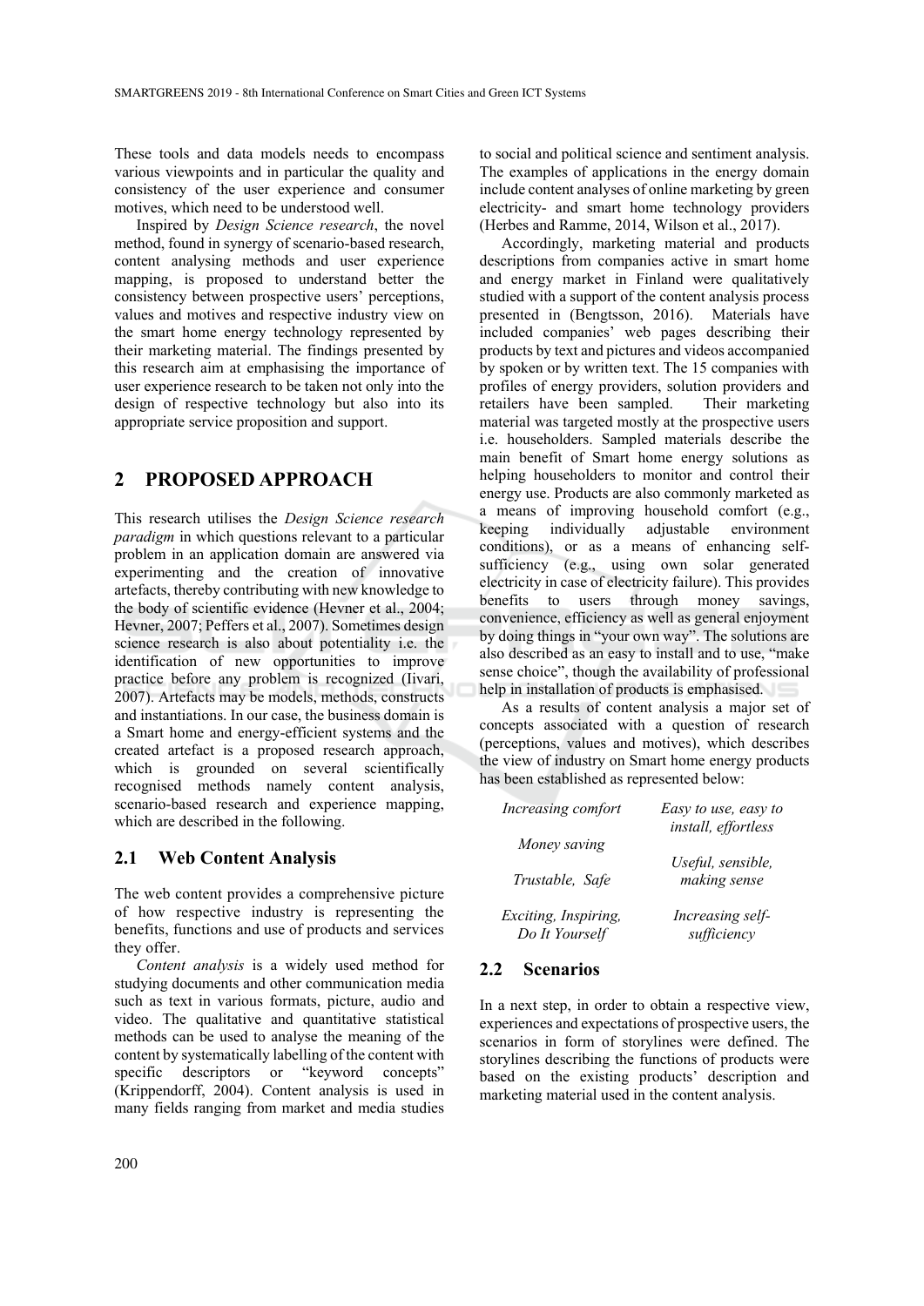These tools and data models needs to encompass various viewpoints and in particular the quality and consistency of the user experience and consumer motives, which need to be understood well.

Inspired by *Design Science research*, the novel method, found in synergy of scenario-based research, content analysing methods and user experience mapping, is proposed to understand better the consistency between prospective users' perceptions, values and motives and respective industry view on the smart home energy technology represented by their marketing material. The findings presented by this research aim at emphasising the importance of user experience research to be taken not only into the design of respective technology but also into its appropriate service proposition and support.

## 2 PROPOSED APPROACH

This research utilises the *Design Science research paradigm* in which questions relevant to a particular problem in an application domain are answered via experimenting and the creation of innovative artefacts, thereby contributing with new knowledge to the body of scientific evidence (Hevner et al., 2004; Hevner, 2007; Peffers et al., 2007). Sometimes design science research is also about potentiality i.e. the identification of new opportunities to improve practice before any problem is recognized (Iivari, 2007). Artefacts may be models, methods, constructs and instantiations. In our case, the business domain is a Smart home and energy-efficient systems and the created artefact is a proposed research approach, which is grounded on several scientifically recognised methods namely content analysis, scenario-based research and experience mapping, which are described in the following.

### 2.1 Web Content Analysis

The web content provides a comprehensive picture of how respective industry is representing the benefits, functions and use of products and services they offer.

*Content analysis* is a widely used method for studying documents and other communication media such as text in various formats, picture, audio and video. The qualitative and quantitative statistical methods can be used to analyse the meaning of the content by systematically labelling of the content with specific descriptors or "keyword concepts" (Krippendorff, 2004). Content analysis is used in many fields ranging from market and media studies to social and political science and sentiment analysis. The examples of applications in the energy domain include content analyses of online marketing by green electricity- and smart home technology providers (Herbes and Ramme, 2014, Wilson et al., 2017).

Accordingly, marketing material and products descriptions from companies active in smart home and energy market in Finland were qualitatively studied with a support of the content analysis process presented in (Bengtsson, 2016). Materials have included companies' web pages describing their products by text and pictures and videos accompanied by spoken or by written text. The 15 companies with profiles of energy providers, solution providers and retailers have been sampled. Their marketing material was targeted mostly at the prospective users i.e. householders. Sampled materials describe the main benefit of Smart home energy solutions as helping householders to monitor and control their energy use. Products are also commonly marketed as a means of improving household comfort (e.g., keeping individually adjustable environment conditions), or as a means of enhancing self-sufficiency (e.g., using own solar generated electricity in case of electricity failure). This provides benefits to users through money savings, convenience, efficiency as well as general enjoyment by doing things in "your own way". The solutions are also described as an easy to install and to use, "make sense choice", though the availability of professional help in installation of products is emphasised.

As a results of content analysis a major set of concepts associated with a question of research (perceptions, values and motives), which describes the view of industry on Smart home energy products has been established as represented below:

| | |
|---|---|
| *Increasing comfort* | *Easy to use, easy to install, effortless* |
| *Money saving* | *Useful, sensible, making sense* |
| *Trustable, Safe* | |
| *Exciting, Inspiring, Do It Yourself* | *Increasing self-sufficiency* |

### 2.2 Scenarios

In a next step, in order to obtain a respective view, experiences and expectations of prospective users, the scenarios in form of storylines were defined. The storylines describing the functions of products were based on the existing products' description and marketing material used in the content analysis.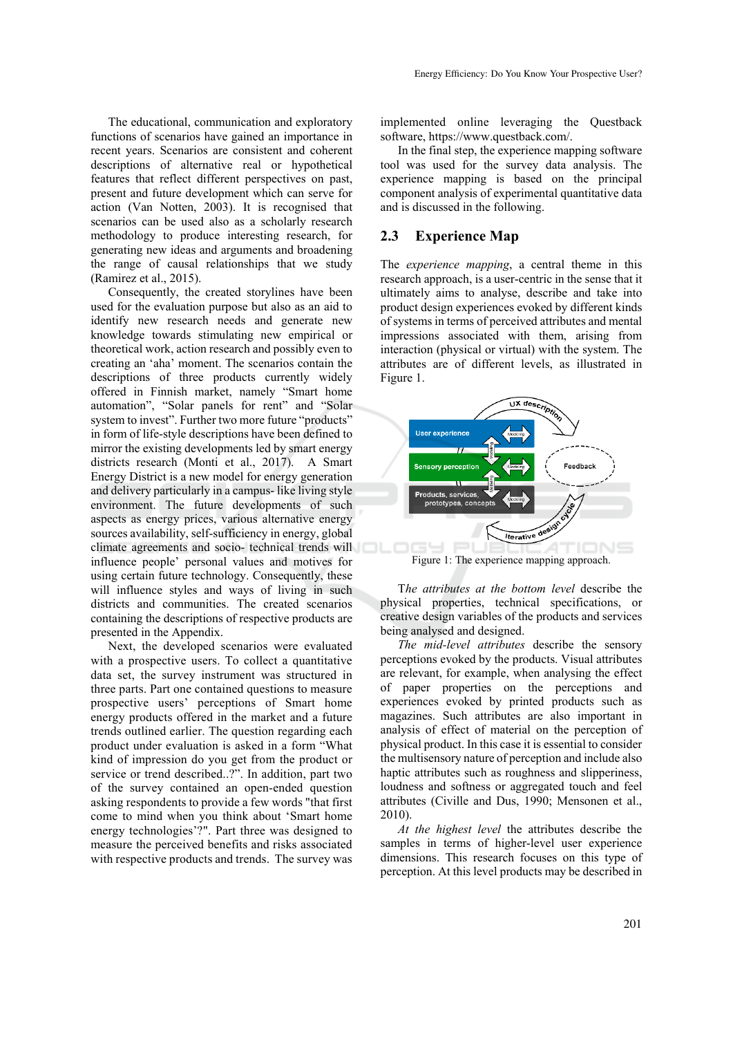The educational, communication and exploratory functions of scenarios have gained an importance in recent years. Scenarios are consistent and coherent descriptions of alternative real or hypothetical features that reflect different perspectives on past, present and future development which can serve for action (Van Notten, 2003). It is recognised that scenarios can be used also as a scholarly research methodology to produce interesting research, for generating new ideas and arguments and broadening the range of causal relationships that we study (Ramirez et al., 2015).

Consequently, the created storylines have been used for the evaluation purpose but also as an aid to identify new research needs and generate new knowledge towards stimulating new empirical or theoretical work, action research and possibly even to creating an 'aha' moment. The scenarios contain the descriptions of three products currently widely offered in Finnish market, namely "Smart home automation", "Solar panels for rent" and "Solar system to invest". Further two more future "products" in form of life-style descriptions have been defined to mirror the existing developments led by smart energy districts research (Monti et al., 2017). A Smart Energy District is a new model for energy generation and delivery particularly in a campus- like living style environment. The future developments of such aspects as energy prices, various alternative energy sources availability, self-sufficiency in energy, global climate agreements and socio- technical trends will influence people' personal values and motives for using certain future technology. Consequently, these will influence styles and ways of living in such districts and communities. The created scenarios containing the descriptions of respective products are presented in the Appendix.

Next, the developed scenarios were evaluated with a prospective users. To collect a quantitative data set, the survey instrument was structured in three parts. Part one contained questions to measure prospective users' perceptions of Smart home energy products offered in the market and a future trends outlined earlier. The question regarding each product under evaluation is asked in a form "What kind of impression do you get from the product or service or trend described..?". In addition, part two of the survey contained an open-ended question asking respondents to provide a few words "that first come to mind when you think about 'Smart home energy technologies'?". Part three was designed to measure the perceived benefits and risks associated with respective products and trends. The survey was implemented online leveraging the Questback software, https://www.questback.com/.

In the final step, the experience mapping software tool was used for the survey data analysis. The experience mapping is based on the principal component analysis of experimental quantitative data and is discussed in the following.

## 2.3 Experience Map

The *experience mapping*, a central theme in this research approach, is a user-centric in the sense that it ultimately aims to analyse, describe and take into product design experiences evoked by different kinds of systems in terms of perceived attributes and mental impressions associated with them, arising from interaction (physical or virtual) with the system. The attributes are of different levels, as illustrated in Figure 1.

Figure 1: The experience mapping approach.

T*he attributes at the bottom level* describe the physical properties, technical specifications, or creative design variables of the products and services being analysed and designed.

*The mid-level attributes* describe the sensory perceptions evoked by the products. Visual attributes are relevant, for example, when analysing the effect of paper properties on the perceptions and experiences evoked by printed products such as magazines. Such attributes are also important in analysis of effect of material on the perception of physical product. In this case it is essential to consider the multisensory nature of perception and include also haptic attributes such as roughness and slipperiness, loudness and softness or aggregated touch and feel attributes (Civille and Dus, 1990; Mensonen et al., 2010).

*At the highest level* the attributes describe the samples in terms of higher-level user experience dimensions. This research focuses on this type of perception. At this level products may be described in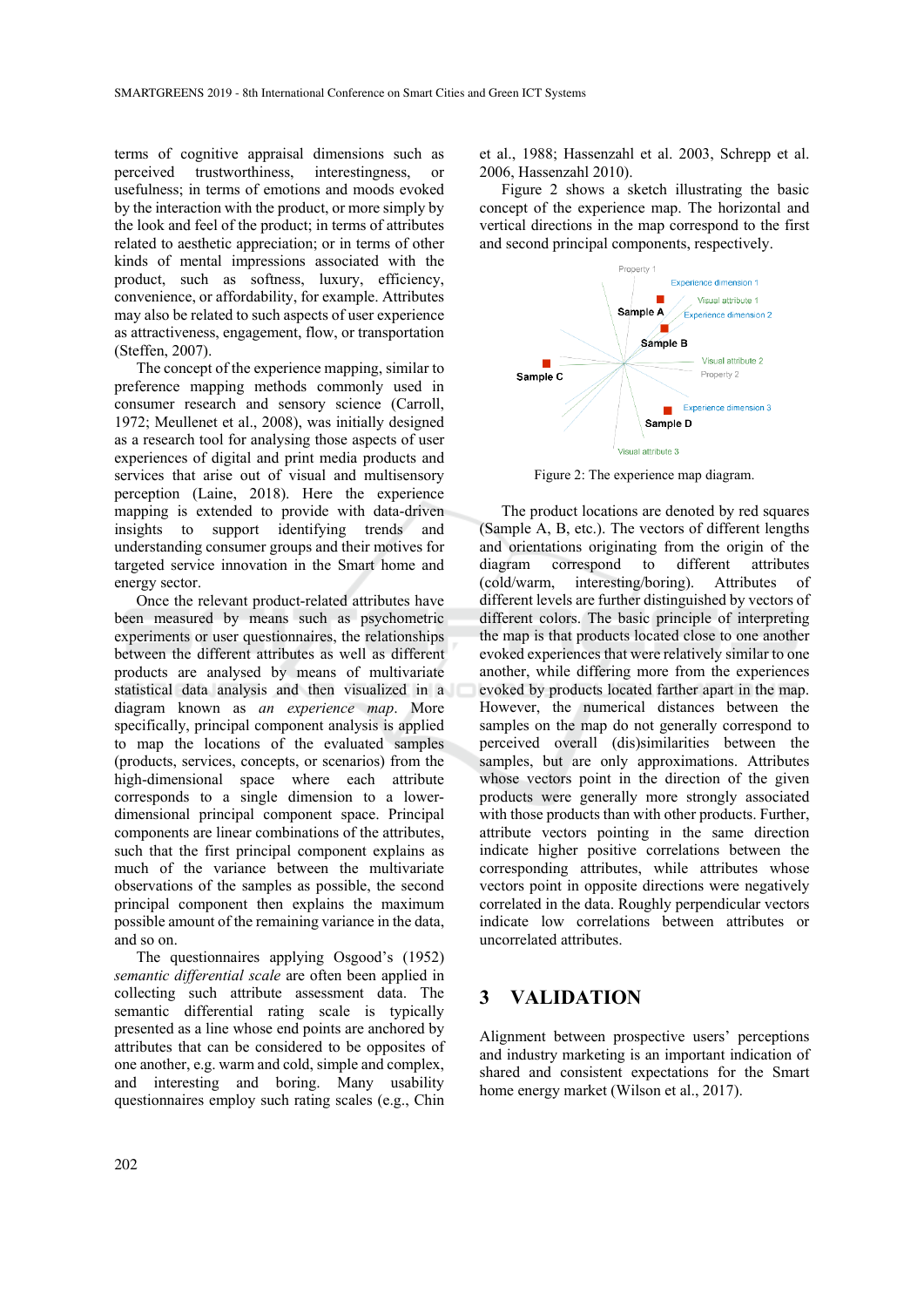terms of cognitive appraisal dimensions such as perceived trustworthiness, interestingness, or usefulness; in terms of emotions and moods evoked by the interaction with the product, or more simply by the look and feel of the product; in terms of attributes related to aesthetic appreciation; or in terms of other kinds of mental impressions associated with the product, such as softness, luxury, efficiency, convenience, or affordability, for example. Attributes may also be related to such aspects of user experience as attractiveness, engagement, flow, or transportation (Steffen, 2007).

The concept of the experience mapping, similar to preference mapping methods commonly used in consumer research and sensory science (Carroll, 1972; Meullenet et al., 2008), was initially designed as a research tool for analysing those aspects of user experiences of digital and print media products and services that arise out of visual and multisensory perception (Laine, 2018). Here the experience mapping is extended to provide with data-driven insights to support identifying trends and understanding consumer groups and their motives for targeted service innovation in the Smart home and energy sector.

Once the relevant product-related attributes have been measured by means such as psychometric experiments or user questionnaires, the relationships between the different attributes as well as different products are analysed by means of multivariate statistical data analysis and then visualized in a diagram known as *an experience map*. More specifically, principal component analysis is applied to map the locations of the evaluated samples (products, services, concepts, or scenarios) from the high-dimensional space where each attribute corresponds to a single dimension to a lower-dimensional principal component space. Principal components are linear combinations of the attributes, such that the first principal component explains as much of the variance between the multivariate observations of the samples as possible, the second principal component then explains the maximum possible amount of the remaining variance in the data, and so on.

The questionnaires applying Osgood's (1952) *semantic differential scale* are often been applied in collecting such attribute assessment data. The semantic differential rating scale is typically presented as a line whose end points are anchored by attributes that can be considered to be opposites of one another, e.g. warm and cold, simple and complex, and interesting and boring. Many usability questionnaires employ such rating scales (e.g., Chin et al., 1988; Hassenzahl et al. 2003, Schrepp et al. 2006, Hassenzahl 2010).

Figure 2 shows a sketch illustrating the basic concept of the experience map. The horizontal and vertical directions in the map correspond to the first and second principal components, respectively.

Figure 2: The experience map diagram.

The product locations are denoted by red squares (Sample A, B, etc.). The vectors of different lengths and orientations originating from the origin of the diagram correspond to different attributes (cold/warm, interesting/boring). Attributes of different levels are further distinguished by vectors of different colors. The basic principle of interpreting the map is that products located close to one another evoked experiences that were relatively similar to one another, while differing more from the experiences evoked by products located farther apart in the map. However, the numerical distances between the samples on the map do not generally correspond to perceived overall (dis)similarities between the samples, but are only approximations. Attributes whose vectors point in the direction of the given products were generally more strongly associated with those products than with other products. Further, attribute vectors pointing in the same direction indicate higher positive correlations between the corresponding attributes, while attributes whose vectors point in opposite directions were negatively correlated in the data. Roughly perpendicular vectors indicate low correlations between attributes or uncorrelated attributes.

## 3 VALIDATION

Alignment between prospective users' perceptions and industry marketing is an important indication of shared and consistent expectations for the Smart home energy market (Wilson et al., 2017).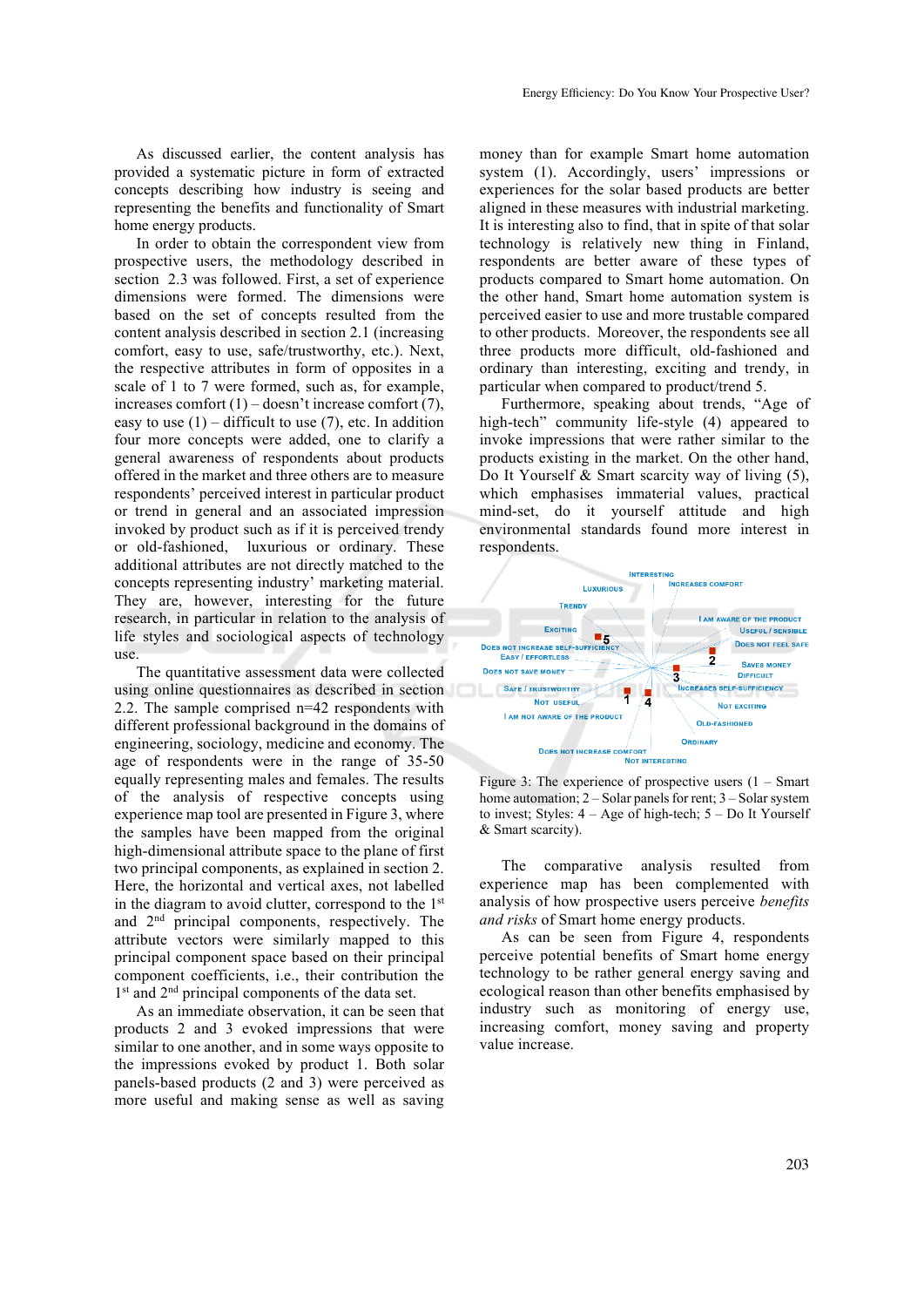As discussed earlier, the content analysis has provided a systematic picture in form of extracted concepts describing how industry is seeing and representing the benefits and functionality of Smart home energy products.

In order to obtain the correspondent view from prospective users, the methodology described in section 2.3 was followed. First, a set of experience dimensions were formed. The dimensions were based on the set of concepts resulted from the content analysis described in section 2.1 (increasing comfort, easy to use, safe/trustworthy, etc.). Next, the respective attributes in form of opposites in a scale of 1 to 7 were formed, such as, for example, increases comfort (1) – doesn't increase comfort (7), easy to use (1) – difficult to use (7), etc. In addition four more concepts were added, one to clarify a general awareness of respondents about products offered in the market and three others are to measure respondents' perceived interest in particular product or trend in general and an associated impression invoked by product such as if it is perceived trendy or old-fashioned, luxurious or ordinary. These additional attributes are not directly matched to the concepts representing industry' marketing material. They are, however, interesting for the future research, in particular in relation to the analysis of life styles and sociological aspects of technology use.

The quantitative assessment data were collected using online questionnaires as described in section 2.2. The sample comprised n=42 respondents with different professional background in the domains of engineering, sociology, medicine and economy. The age of respondents were in the range of 35-50 equally representing males and females. The results of the analysis of respective concepts using experience map tool are presented in Figure 3, where the samples have been mapped from the original high-dimensional attribute space to the plane of first two principal components, as explained in section 2. Here, the horizontal and vertical axes, not labelled in the diagram to avoid clutter, correspond to the 1st and 2nd principal components, respectively. The attribute vectors were similarly mapped to this principal component space based on their principal component coefficients, i.e., their contribution the 1st and 2nd principal components of the data set.

As an immediate observation, it can be seen that products 2 and 3 evoked impressions that were similar to one another, and in some ways opposite to the impressions evoked by product 1. Both solar panels-based products (2 and 3) were perceived as more useful and making sense as well as saving money than for example Smart home automation system (1). Accordingly, users' impressions or experiences for the solar based products are better aligned in these measures with industrial marketing. It is interesting also to find, that in spite of that solar technology is relatively new thing in Finland, respondents are better aware of these types of products compared to Smart home automation. On the other hand, Smart home automation system is perceived easier to use and more trustable compared to other products. Moreover, the respondents see all three products more difficult, old-fashioned and ordinary than interesting, exciting and trendy, in particular when compared to product/trend 5.

Furthermore, speaking about trends, "Age of high-tech" community life-style (4) appeared to invoke impressions that were rather similar to the products existing in the market. On the other hand, Do It Yourself & Smart scarcity way of living (5), which emphasises immaterial values, practical mind-set, do it yourself attitude and high environmental standards found more interest in respondents.

Figure 3: The experience of prospective users (1 – Smart home automation; 2 – Solar panels for rent; 3 – Solar system to invest; Styles: 4 – Age of high-tech; 5 – Do It Yourself & Smart scarcity).

The comparative analysis resulted from experience map has been complemented with analysis of how prospective users perceive *benefits and risks* of Smart home energy products.

As can be seen from Figure 4, respondents perceive potential benefits of Smart home energy technology to be rather general energy saving and ecological reason than other benefits emphasised by industry such as monitoring of energy use, increasing comfort, money saving and property value increase.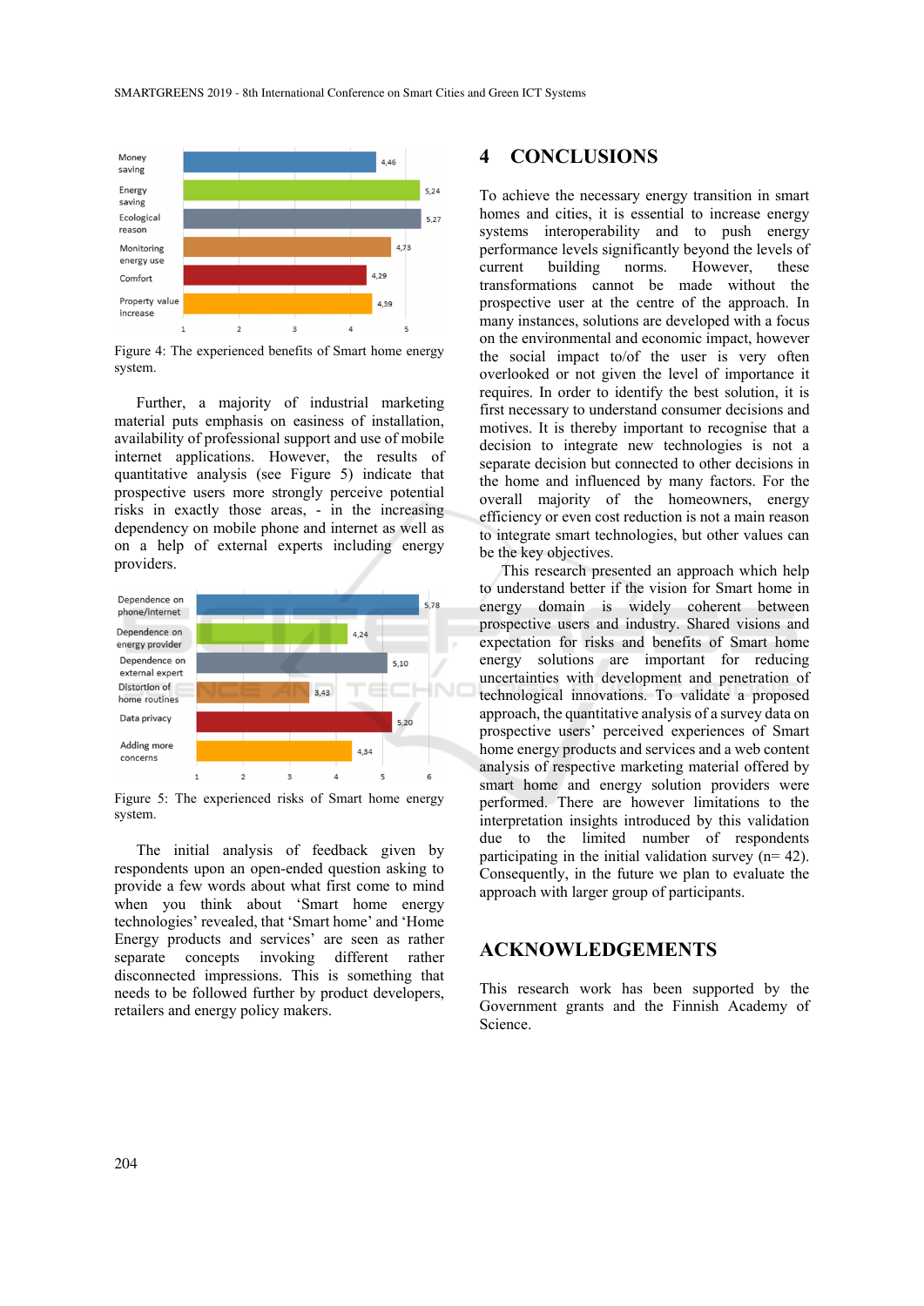Figure 4: The experienced benefits of Smart home energy system.

Further, a majority of industrial marketing material puts emphasis on easiness of installation, availability of professional support and use of mobile internet applications. However, the results of quantitative analysis (see Figure 5) indicate that prospective users more strongly perceive potential risks in exactly those areas, - in the increasing dependency on mobile phone and internet as well as on a help of external experts including energy providers.

Figure 5: The experienced risks of Smart home energy system.

The initial analysis of feedback given by respondents upon an open-ended question asking to provide a few words about what first come to mind when you think about 'Smart home energy technologies' revealed, that 'Smart home' and 'Home Energy products and services' are seen as rather separate concepts invoking different rather disconnected impressions. This is something that needs to be followed further by product developers, retailers and energy policy makers.

## 4 CONCLUSIONS

To achieve the necessary energy transition in smart homes and cities, it is essential to increase energy systems interoperability and to push energy performance levels significantly beyond the levels of current building norms. However, these transformations cannot be made without the prospective user at the centre of the approach. In many instances, solutions are developed with a focus on the environmental and economic impact, however the social impact to/of the user is very often overlooked or not given the level of importance it requires. In order to identify the best solution, it is first necessary to understand consumer decisions and motives. It is thereby important to recognise that a decision to integrate new technologies is not a separate decision but connected to other decisions in the home and influenced by many factors. For the overall majority of the homeowners, energy efficiency or even cost reduction is not a main reason to integrate smart technologies, but other values can be the key objectives.

This research presented an approach which help to understand better if the vision for Smart home in energy domain is widely coherent between prospective users and industry. Shared visions and expectation for risks and benefits of Smart home energy solutions are important for reducing uncertainties with development and penetration of technological innovations. To validate a proposed approach, the quantitative analysis of a survey data on prospective users' perceived experiences of Smart home energy products and services and a web content analysis of respective marketing material offered by smart home and energy solution providers were performed. There are however limitations to the interpretation insights introduced by this validation due to the limited number of respondents participating in the initial validation survey (n= 42). Consequently, in the future we plan to evaluate the approach with larger group of participants.

## ACKNOWLEDGEMENTS

This research work has been supported by the Government grants and the Finnish Academy of Science.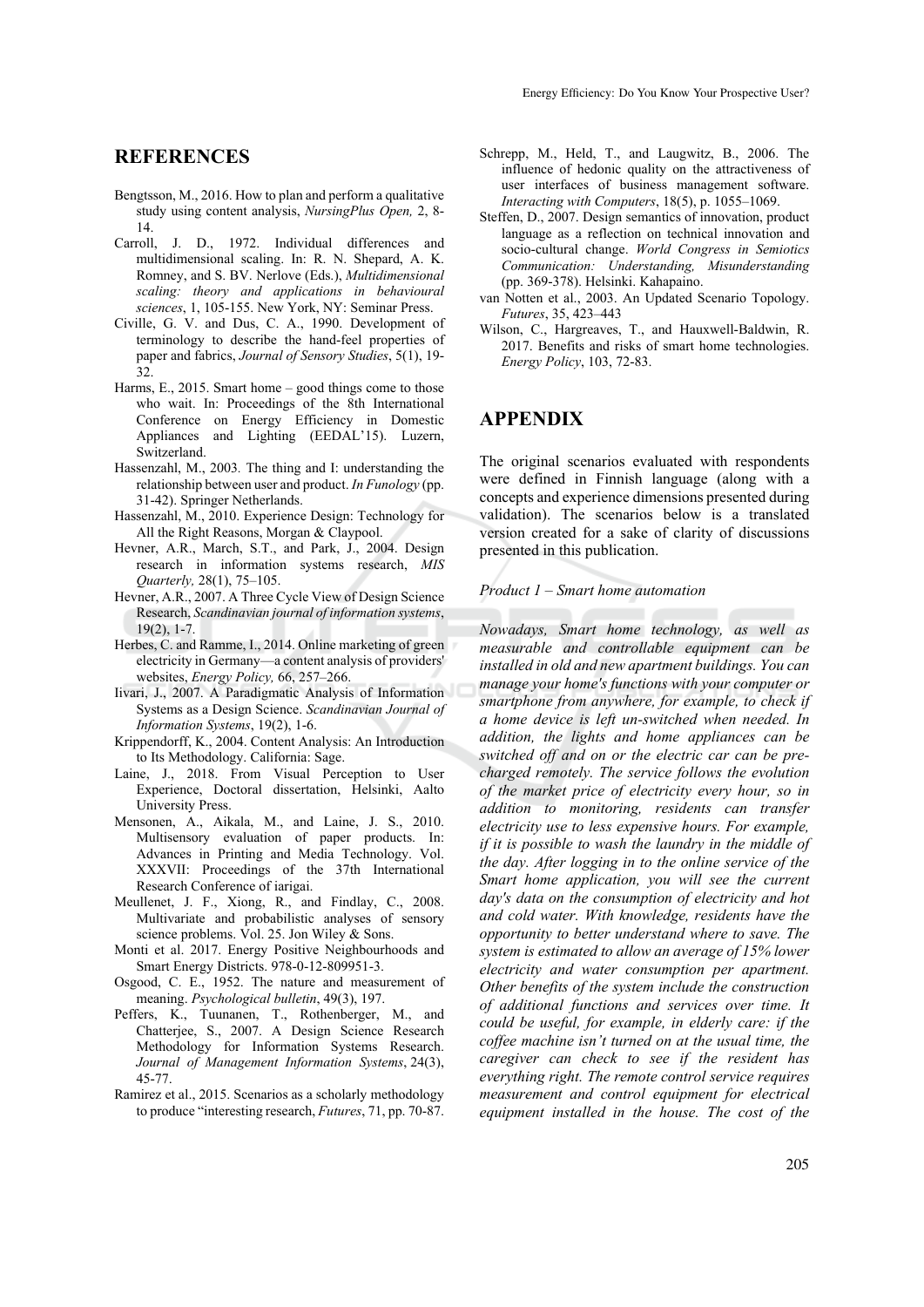## REFERENCES

Bengtsson, M., 2016. How to plan and perform a qualitative study using content analysis, *NursingPlus Open,* 2, 8-14.

Carroll, J. D., 1972. Individual differences and multidimensional scaling. In: R. N. Shepard, A. K. Romney, and S. BV. Nerlove (Eds.), *Multidimensional scaling: theory and applications in behavioural sciences*, 1, 105-155. New York, NY: Seminar Press.

Civille, G. V. and Dus, C. A., 1990. Development of terminology to describe the hand-feel properties of paper and fabrics, *Journal of Sensory Studies*, 5(1), 19-32.

Harms, E., 2015. Smart home – good things come to those who wait. In: Proceedings of the 8th International Conference on Energy Efficiency in Domestic Appliances and Lighting (EEDAL'15). Luzern, Switzerland.

Hassenzahl, M., 2003. The thing and I: understanding the relationship between user and product. *In Funology* (pp. 31-42). Springer Netherlands.

Hassenzahl, M., 2010. Experience Design: Technology for All the Right Reasons, Morgan & Claypool.

Hevner, A.R., March, S.T., and Park, J., 2004. Design research in information systems research, *MIS Quarterly,* 28(1), 75–105.

Hevner, A.R., 2007. A Three Cycle View of Design Science Research, *Scandinavian journal of information systems*, 19(2), 1-7.

Herbes, C. and Ramme, I., 2014. Online marketing of green electricity in Germany—a content analysis of providers' websites, *Energy Policy,* 66, 257–266.

Iivari, J., 2007. A Paradigmatic Analysis of Information Systems as a Design Science. *Scandinavian Journal of Information Systems*, 19(2), 1-6.

Krippendorff, K., 2004. Content Analysis: An Introduction to Its Methodology. California: Sage.

Laine, J., 2018. From Visual Perception to User Experience, Doctoral dissertation, Helsinki, Aalto University Press.

Mensonen, A., Aikala, M., and Laine, J. S., 2010. Multisensory evaluation of paper products. In: Advances in Printing and Media Technology. Vol. XXXVII: Proceedings of the 37th International Research Conference of iarigai.

Meullenet, J. F., Xiong, R., and Findlay, C., 2008. Multivariate and probabilistic analyses of sensory science problems. Vol. 25. Jon Wiley & Sons.

Monti et al. 2017. Energy Positive Neighbourhoods and Smart Energy Districts. 978-0-12-809951-3.

Osgood, C. E., 1952. The nature and measurement of meaning. *Psychological bulletin*, 49(3), 197.

Peffers, K., Tuunanen, T., Rothenberger, M., and Chatterjee, S., 2007. A Design Science Research Methodology for Information Systems Research. *Journal of Management Information Systems*, 24(3), 45-77.

Ramirez et al., 2015. Scenarios as a scholarly methodology to produce "interesting research, *Futures*, 71, pp. 70-87.

Schrepp, M., Held, T., and Laugwitz, B., 2006. The influence of hedonic quality on the attractiveness of user interfaces of business management software. *Interacting with Computers*, 18(5), p. 1055–1069.

Steffen, D., 2007. Design semantics of innovation, product language as a reflection on technical innovation and socio-cultural change. *World Congress in Semiotics Communication: Understanding, Misunderstanding* (pp. 369-378). Helsinki. Kahapaino.

van Notten et al., 2003. An Updated Scenario Topology. *Futures*, 35, 423–443

Wilson, C., Hargreaves, T., and Hauxwell-Baldwin, R. 2017. Benefits and risks of smart home technologies. *Energy Policy*, 103, 72-83.

## APPENDIX

The original scenarios evaluated with respondents were defined in Finnish language (along with a concepts and experience dimensions presented during validation). The scenarios below is a translated version created for a sake of clarity of discussions presented in this publication.

*Product 1 – Smart home automation*

*Nowadays, Smart home technology, as well as measurable and controllable equipment can be installed in old and new apartment buildings. You can manage your home's functions with your computer or smartphone from anywhere, for example, to check if a home device is left un-switched when needed. In addition, the lights and home appliances can be switched off and on or the electric car can be pre-charged remotely. The service follows the evolution of the market price of electricity every hour, so in addition to monitoring, residents can transfer electricity use to less expensive hours. For example, if it is possible to wash the laundry in the middle of the day. After logging in to the online service of the Smart home application, you will see the current day's data on the consumption of electricity and hot and cold water. With knowledge, residents have the opportunity to better understand where to save. The system is estimated to allow an average of 15% lower electricity and water consumption per apartment. Other benefits of the system include the construction of additional functions and services over time. It could be useful, for example, in elderly care: if the coffee machine isn't turned on at the usual time, the caregiver can check to see if the resident has everything right. The remote control service requires measurement and control equipment for electrical equipment installed in the house. The cost of the*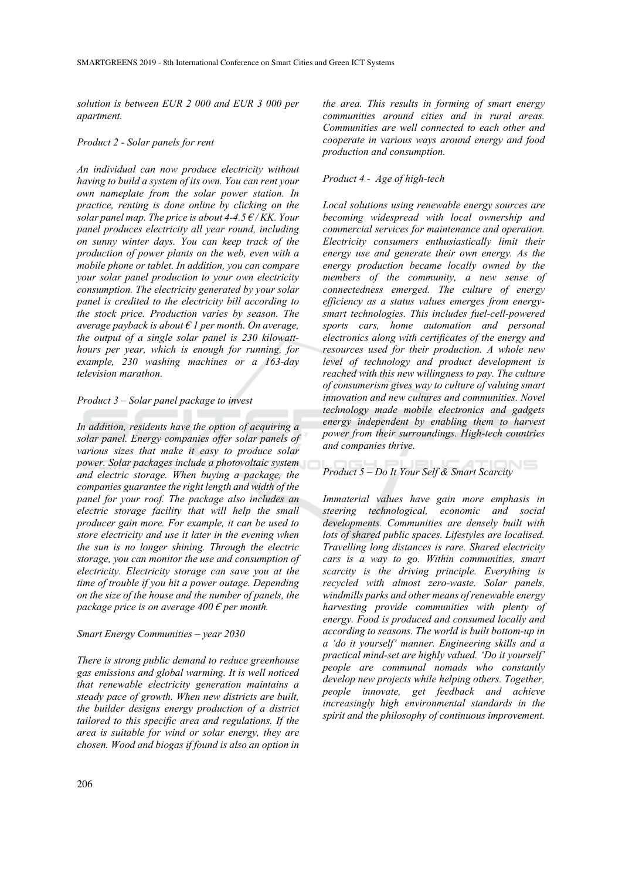*solution is between EUR 2 000 and EUR 3 000 per apartment.*

*Product 2 - Solar panels for rent*

*An individual can now produce electricity without having to build a system of its own. You can rent your own nameplate from the solar power station. In practice, renting is done online by clicking on the solar panel map. The price is about 4-4.5 € / KK. Your panel produces electricity all year round, including on sunny winter days. You can keep track of the production of power plants on the web, even with a mobile phone or tablet. In addition, you can compare your solar panel production to your own electricity consumption. The electricity generated by your solar panel is credited to the electricity bill according to the stock price. Production varies by season. The average payback is about € 1 per month. On average, the output of a single solar panel is 230 kilowatt-hours per year, which is enough for running, for example, 230 washing machines or a 163-day television marathon.*

*Product 3 – Solar panel package to invest*

*In addition, residents have the option of acquiring a solar panel. Energy companies offer solar panels of various sizes that make it easy to produce solar power. Solar packages include a photovoltaic system and electric storage. When buying a package, the companies guarantee the right length and width of the panel for your roof. The package also includes an electric storage facility that will help the small producer gain more. For example, it can be used to store electricity and use it later in the evening when the sun is no longer shining. Through the electric storage, you can monitor the use and consumption of electricity. Electricity storage can save you at the time of trouble if you hit a power outage. Depending on the size of the house and the number of panels, the package price is on average 400 € per month.*

*Smart Energy Communities – year 2030*

*There is strong public demand to reduce greenhouse gas emissions and global warming. It is well noticed that renewable electricity generation maintains a steady pace of growth. When new districts are built, the builder designs energy production of a district tailored to this specific area and regulations. If the area is suitable for wind or solar energy, they are chosen. Wood and biogas if found is also an option in the area. This results in forming of smart energy communities around cities and in rural areas. Communities are well connected to each other and cooperate in various ways around energy and food production and consumption.*

*Product 4 - Age of high-tech*

*Local solutions using renewable energy sources are becoming widespread with local ownership and commercial services for maintenance and operation. Electricity consumers enthusiastically limit their energy use and generate their own energy. As the energy production became locally owned by the members of the community, a new sense of connectedness emerged. The culture of energy efficiency as a status values emerges from energy-smart technologies. This includes fuel-cell-powered sports cars, home automation and personal electronics along with certificates of the energy and resources used for their production. A whole new level of technology and product development is reached with this new willingness to pay. The culture of consumerism gives way to culture of valuing smart innovation and new cultures and communities. Novel technology made mobile electronics and gadgets energy independent by enabling them to harvest power from their surroundings. High-tech countries and companies thrive.*

*Product 5 – Do It Your Self & Smart Scarcity*

*Immaterial values have gain more emphasis in steering technological, economic and social developments. Communities are densely built with lots of shared public spaces. Lifestyles are localised. Travelling long distances is rare. Shared electricity cars is a way to go. Within communities, smart scarcity is the driving principle. Everything is recycled with almost zero-waste. Solar panels, windmills parks and other means of renewable energy harvesting provide communities with plenty of energy. Food is produced and consumed locally and according to seasons. The world is built bottom-up in a 'do it yourself' manner. Engineering skills and a practical mind-set are highly valued. 'Do it yourself' people are communal nomads who constantly develop new projects while helping others. Together, people innovate, get feedback and achieve increasingly high environmental standards in the spirit and the philosophy of continuous improvement.*